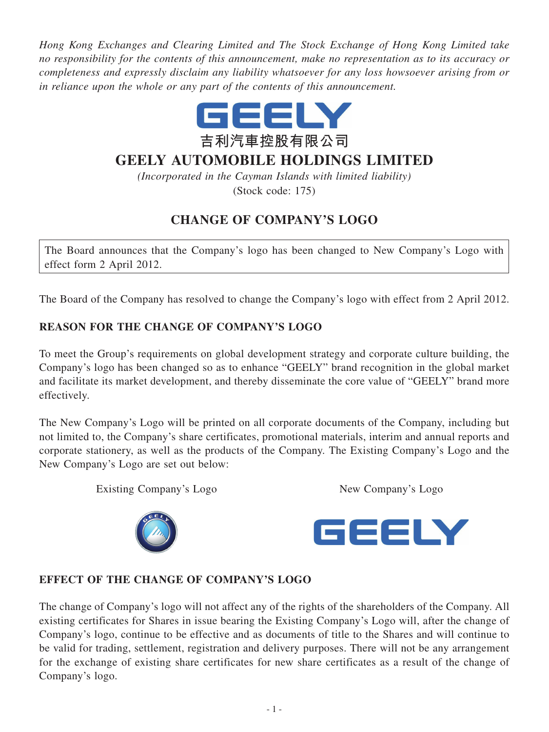*Hong Kong Exchanges and Clearing Limited and The Stock Exchange of Hong Kong Limited take no responsibility for the contents of this announcement, make no representation as to its accuracy or completeness and expressly disclaim any liability whatsoever for any loss howsoever arising from or in reliance upon the whole or any part of the contents of this announcement.*

GEELY

吉利汽車控股有限公司

# GEELY AUTOMOBILE HOLDINGS LIMITED

*(Incorporated in the Cayman Islands with limited liability)*

(Stock code: 175)

## CHANGE OF COMPANY'S LOGO

The Board announces that the Company's logo has been changed to New Company's Logo with effect form 2 April 2012.

The Board of the Company has resolved to change the Company's logo with effect from 2 April 2012.

### REASON FOR THE CHANGE OF COMPANY'S LOGO

To meet the Group's requirements on global development strategy and corporate culture building, the Company's logo has been changed so as to enhance "GEELY" brand recognition in the global market and facilitate its market development, and thereby disseminate the core value of "GEELY" brand more effectively.

The New Company's Logo will be printed on all corporate documents of the Company, including but not limited to, the Company's share certificates, promotional materials, interim and annual reports and corporate stationery, as well as the products of the Company. The Existing Company's Logo and the New Company's Logo are set out below:

Existing Company's Logo

New Company's Logo

GEELY

### EFFECT OF THE CHANGE OF COMPANY'S LOGO

The change of Company's logo will not affect any of the rights of the shareholders of the Company. All existing certificates for Shares in issue bearing the Existing Company's Logo will, after the change of Company's logo, continue to be effective and as documents of title to the Shares and will continue to be valid for trading, settlement, registration and delivery purposes. There will not be any arrangement for the exchange of existing share certificates for new share certificates as a result of the change of Company's logo.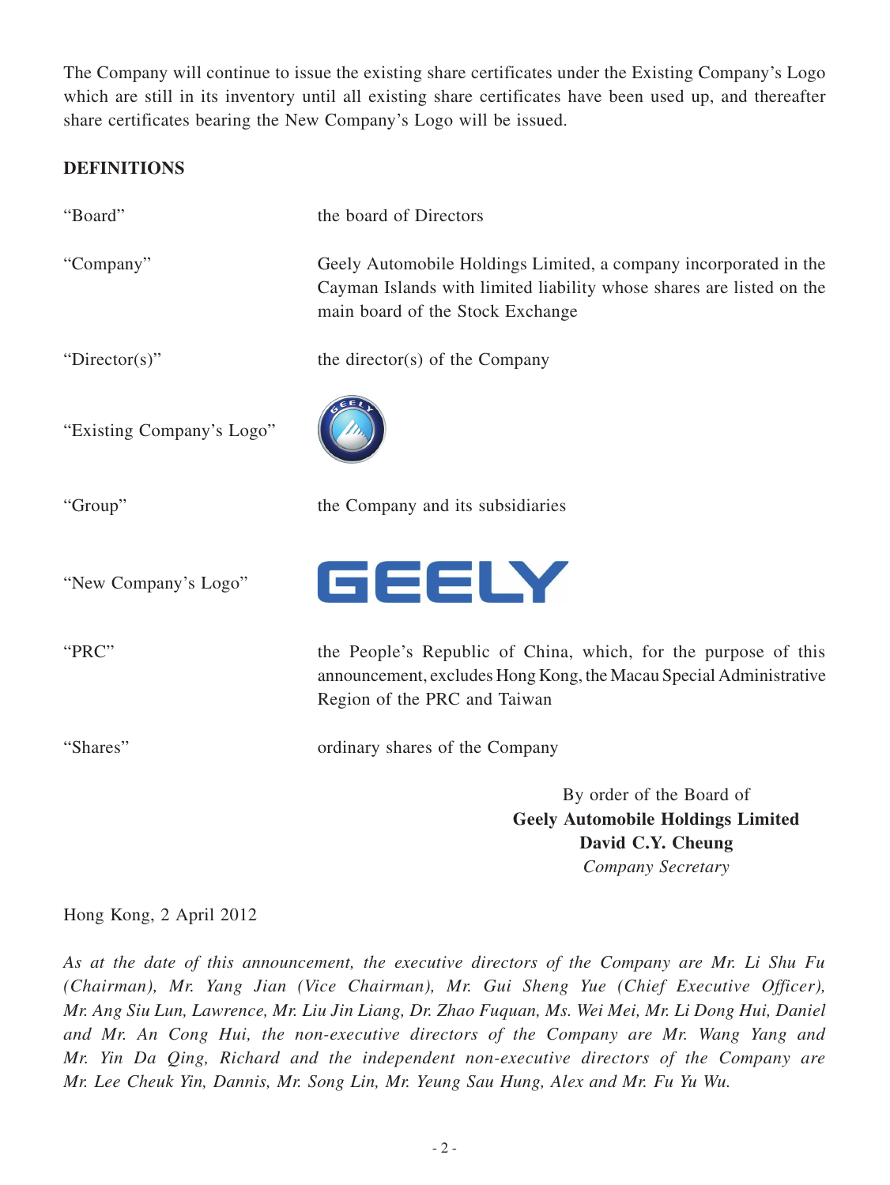The Company will continue to issue the existing share certificates under the Existing Company's Logo which are still in its inventory until all existing share certificates have been used up, and thereafter share certificates bearing the New Company's Logo will be issued.

**DEFINITIONS**

| | |
|---|---|
| "Board" | the board of Directors |
| "Company" | Geely Automobile Holdings Limited, a company incorporated in the Cayman Islands with limited liability whose shares are listed on the main board of the Stock Exchange |
| "Director(s)" | the director(s) of the Company |
| "Existing Company's Logo" | |
| "Group" | the Company and its subsidiaries |
| "New Company's Logo" | GEELY |
| "PRC" | the People's Republic of China, which, for the purpose of this announcement, excludes Hong Kong, the Macau Special Administrative Region of the PRC and Taiwan |
| "Shares" | ordinary shares of the Company |

By order of the Board of
**Geely Automobile Holdings Limited**
**David C.Y. Cheung**
*Company Secretary*

Hong Kong, 2 April 2012

*As at the date of this announcement, the executive directors of the Company are Mr. Li Shu Fu (Chairman), Mr. Yang Jian (Vice Chairman), Mr. Gui Sheng Yue (Chief Executive Officer), Mr. Ang Siu Lun, Lawrence, Mr. Liu Jin Liang, Dr. Zhao Fuquan, Ms. Wei Mei, Mr. Li Dong Hui, Daniel and Mr. An Cong Hui, the non-executive directors of the Company are Mr. Wang Yang and Mr. Yin Da Qing, Richard and the independent non-executive directors of the Company are Mr. Lee Cheuk Yin, Dannis, Mr. Song Lin, Mr. Yeung Sau Hung, Alex and Mr. Fu Yu Wu.*